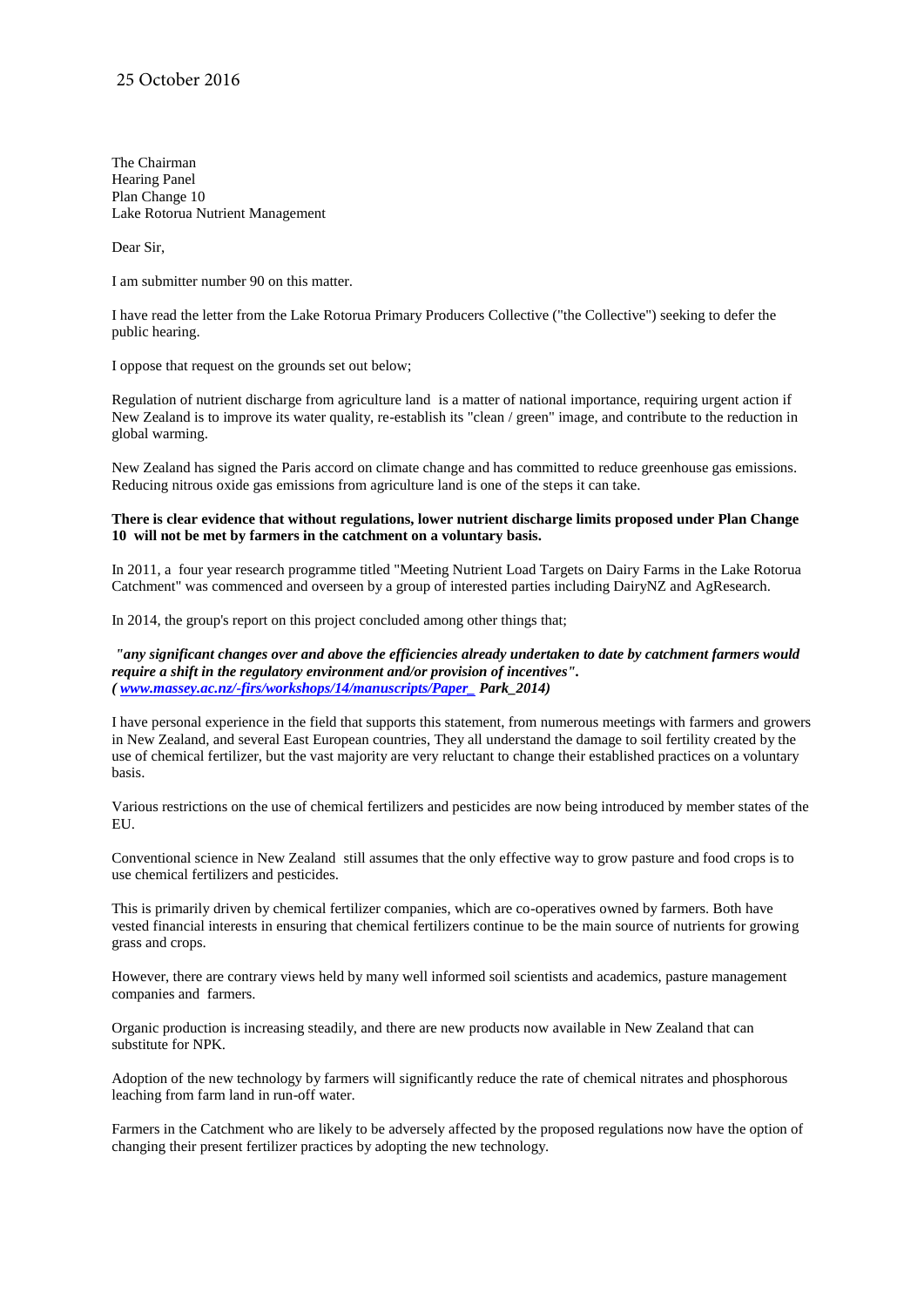25 October 2016

The Chairman
Hearing Panel
Plan Change 10
Lake Rotorua Nutrient Management

Dear Sir,

I am submitter number 90 on this matter.

I have read the letter from the Lake Rotorua Primary Producers Collective ("the Collective") seeking to defer the public hearing.

I oppose that request on the grounds set out below;

Regulation of nutrient discharge from agriculture land is a matter of national importance, requiring urgent action if New Zealand is to improve its water quality, re-establish its "clean / green" image, and contribute to the reduction in global warming.

New Zealand has signed the Paris accord on climate change and has committed to reduce greenhouse gas emissions. Reducing nitrous oxide gas emissions from agriculture land is one of the steps it can take.

**There is clear evidence that without regulations, lower nutrient discharge limits proposed under Plan Change 10 will not be met by farmers in the catchment on a voluntary basis.**

In 2011, a four year research programme titled "Meeting Nutrient Load Targets on Dairy Farms in the Lake Rotorua Catchment" was commenced and overseen by a group of interested parties including DairyNZ and AgResearch.

In 2014, the group's report on this project concluded among other things that;

***"any significant changes over and above the efficiencies already undertaken to date by catchment farmers would require a shift in the regulatory environment and/or provision of incentives".***
***( www.massey.ac.nz/-firs/workshops/14/manuscripts/Paper_ Park_2014)***

I have personal experience in the field that supports this statement, from numerous meetings with farmers and growers in New Zealand, and several East European countries, They all understand the damage to soil fertility created by the use of chemical fertilizer, but the vast majority are very reluctant to change their established practices on a voluntary basis.

Various restrictions on the use of chemical fertilizers and pesticides are now being introduced by member states of the EU.

Conventional science in New Zealand still assumes that the only effective way to grow pasture and food crops is to use chemical fertilizers and pesticides.

This is primarily driven by chemical fertilizer companies, which are co-operatives owned by farmers. Both have vested financial interests in ensuring that chemical fertilizers continue to be the main source of nutrients for growing grass and crops.

However, there are contrary views held by many well informed soil scientists and academics, pasture management companies and farmers.

Organic production is increasing steadily, and there are new products now available in New Zealand that can substitute for NPK.

Adoption of the new technology by farmers will significantly reduce the rate of chemical nitrates and phosphorous leaching from farm land in run-off water.

Farmers in the Catchment who are likely to be adversely affected by the proposed regulations now have the option of changing their present fertilizer practices by adopting the new technology.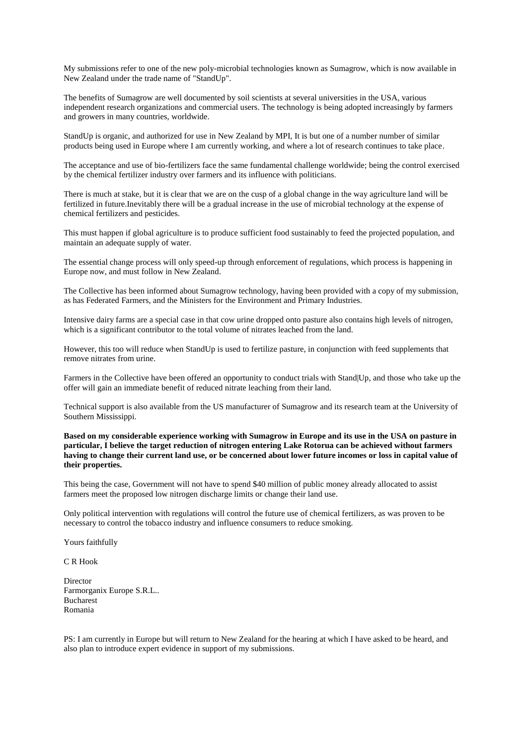My submissions refer to one of the new poly-microbial technologies known as Sumagrow, which is now available in New Zealand under the trade name of "StandUp".

The benefits of Sumagrow are well documented by soil scientists at several universities in the USA, various independent research organizations and commercial users. The technology is being adopted increasingly by farmers and growers in many countries, worldwide.

StandUp is organic, and authorized for use in New Zealand by MPI, It is but one of a number number of similar products being used in Europe where I am currently working, and where a lot of research continues to take place.

The acceptance and use of bio-fertilizers face the same fundamental challenge worldwide; being the control exercised by the chemical fertilizer industry over farmers and its influence with politicians.

There is much at stake, but it is clear that we are on the cusp of a global change in the way agriculture land will be fertilized in future.Inevitably there will be a gradual increase in the use of microbial technology at the expense of chemical fertilizers and pesticides.

This must happen if global agriculture is to produce sufficient food sustainably to feed the projected population, and maintain an adequate supply of water.

The essential change process will only speed-up through enforcement of regulations, which process is happening in Europe now, and must follow in New Zealand.

The Collective has been informed about Sumagrow technology, having been provided with a copy of my submission, as has Federated Farmers, and the Ministers for the Environment and Primary Industries.

Intensive dairy farms are a special case in that cow urine dropped onto pasture also contains high levels of nitrogen, which is a significant contributor to the total volume of nitrates leached from the land.

However, this too will reduce when StandUp is used to fertilize pasture, in conjunction with feed supplements that remove nitrates from urine.

Farmers in the Collective have been offered an opportunity to conduct trials with Stand|Up, and those who take up the offer will gain an immediate benefit of reduced nitrate leaching from their land.

Technical support is also available from the US manufacturer of Sumagrow and its research team at the University of Southern Mississippi.

**Based on my considerable experience working with Sumagrow in Europe and its use in the USA on pasture in particular, I believe the target reduction of nitrogen entering Lake Rotorua can be achieved without farmers having to change their current land use, or be concerned about lower future incomes or loss in capital value of their properties.**

This being the case, Government will not have to spend $40 million of public money already allocated to assist farmers meet the proposed low nitrogen discharge limits or change their land use.

Only political intervention with regulations will control the future use of chemical fertilizers, as was proven to be necessary to control the tobacco industry and influence consumers to reduce smoking.

Yours faithfully

C R Hook

Director
Farmorganix Europe S.R.L..
Bucharest
Romania

PS: I am currently in Europe but will return to New Zealand for the hearing at which I have asked to be heard, and also plan to introduce expert evidence in support of my submissions.